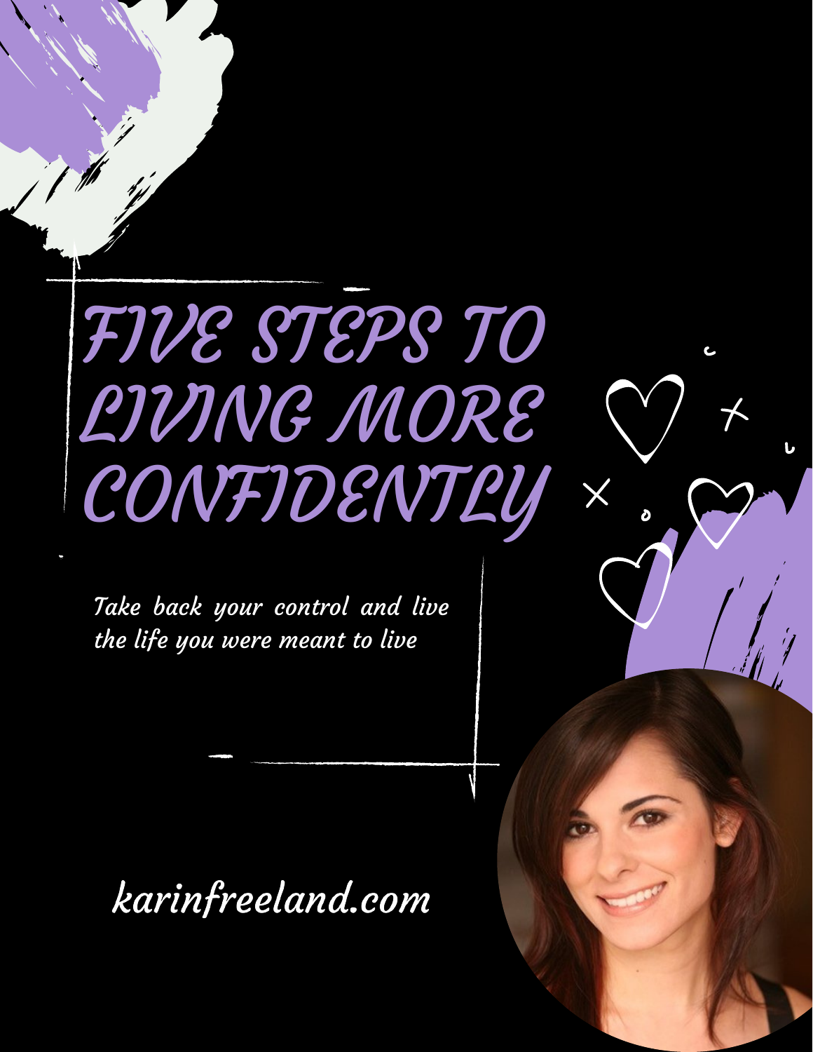# FIVE STEPS TO LIVING MORE CONFIDENTLY

*Take back your control and live the life you were meant to live*

karinfreeland.com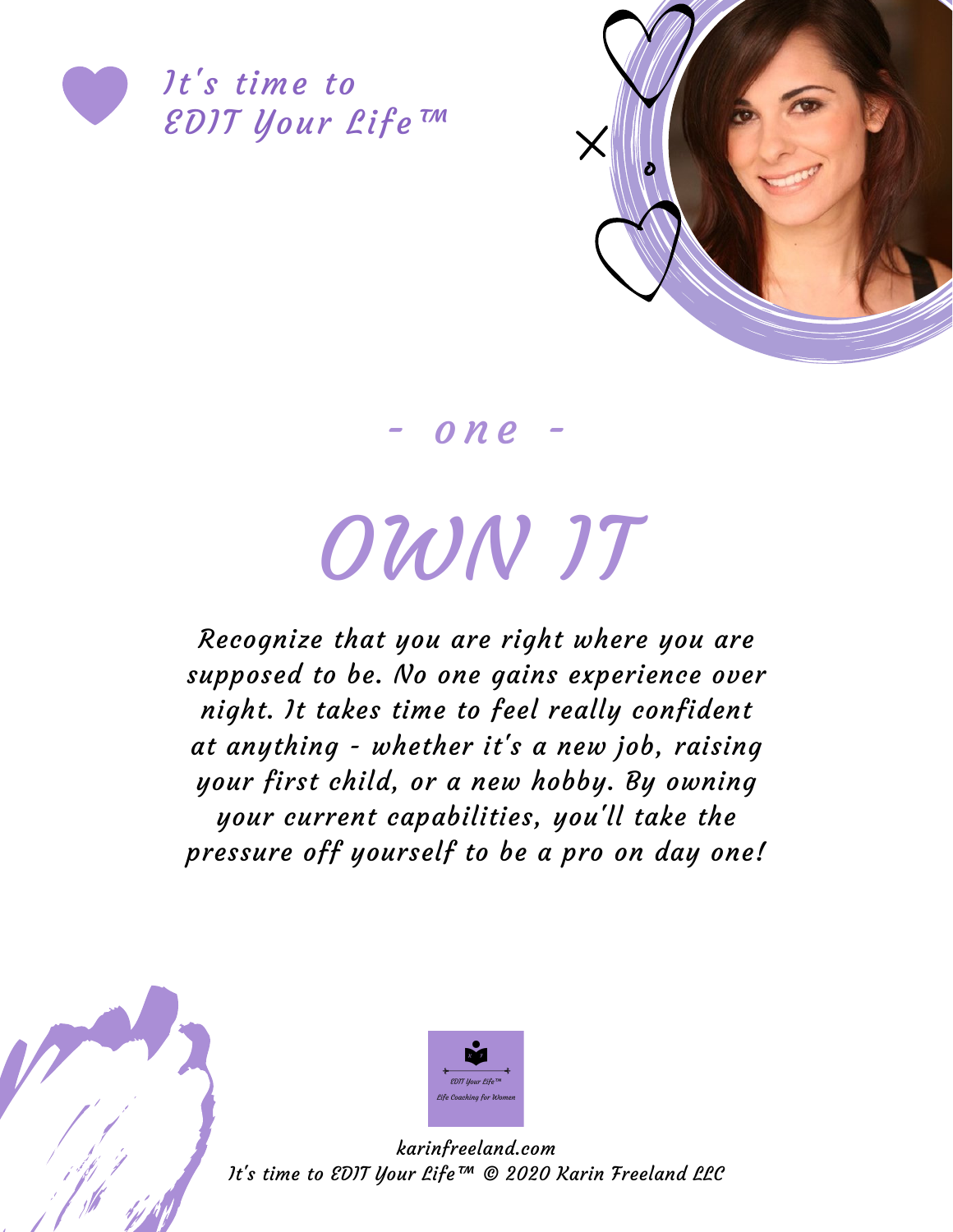It's time to
EDIT Your Life™

- one -

# OWN IT

*Recognize that you are right where you are supposed to be. No one gains experience over night. It takes time to feel really confident at anything - whether it's a new job, raising your first child, or a new hobby. By owning your current capabilities, you'll take the pressure off yourself to be a pro on day one!*

EDIT Your Life™
Life Coaching for Women

karinfreeland.com
It's time to EDIT Your Life™ © 2020 Karin Freeland LLC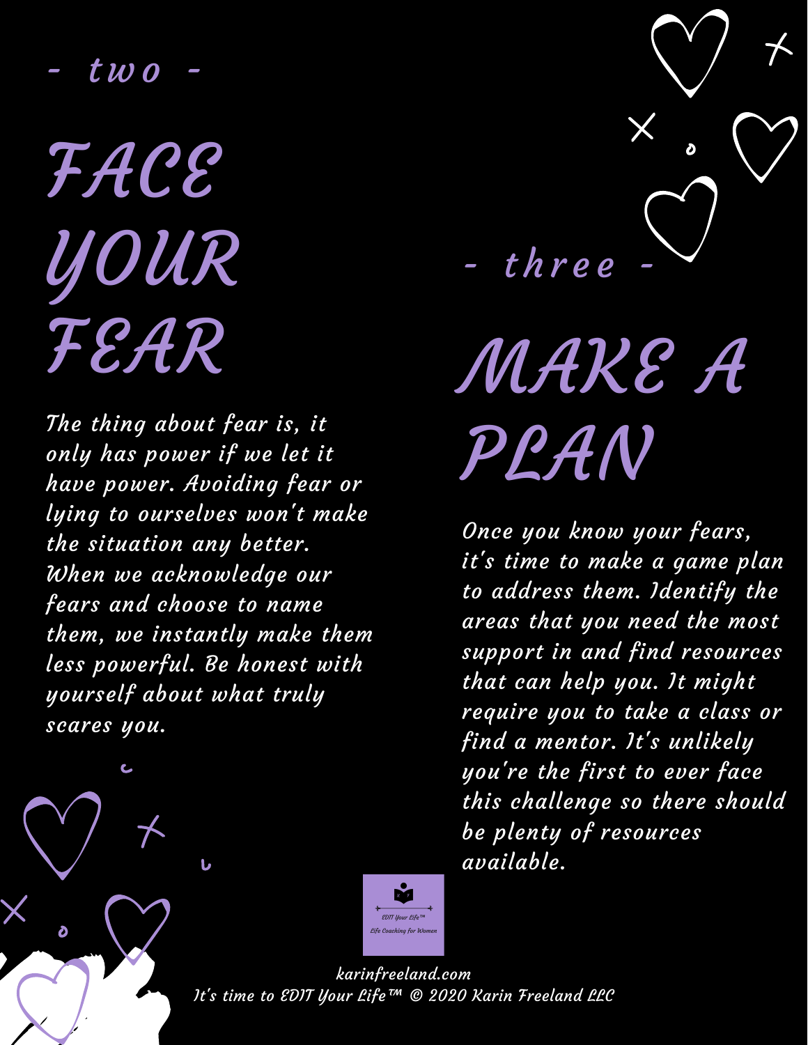- two -

# FACE YOUR FEAR

The thing about fear is, it only has power if we let it have power. Avoiding fear or lying to ourselves won't make the situation any better. When we acknowledge our fears and choose to name them, we instantly make them less powerful. Be honest with yourself about what truly scares you.

- three -

# MAKE A PLAN

Once you know your fears, it's time to make a game plan to address them. Identify the areas that you need the most support in and find resources that can help you. It might require you to take a class or find a mentor. It's unlikely you're the first to ever face this challenge so there should be plenty of resources available.

EDIT Your Life™
Life Coaching for Women

karinfreeland.com
It's time to EDIT Your Life™ © 2020 Karin Freeland LLC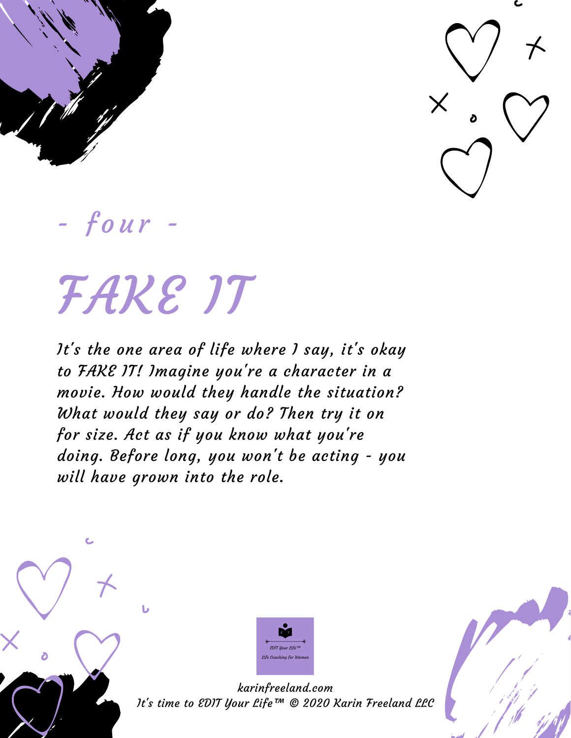*- four -*

# FAKE IT

*It's the one area of life where I say, it's okay to FAKE IT! Imagine you're a character in a movie. How would they handle the situation? What would they say or do? Then try it on for size. Act as if you know what you're doing. Before long, you won't be acting - you will have grown into the role.*

*EDIT Your Life™*
*Life Coaching for Women*

*karinfreeland.com*
*It's time to EDIT Your Life™ © 2020 Karin Freeland LLC*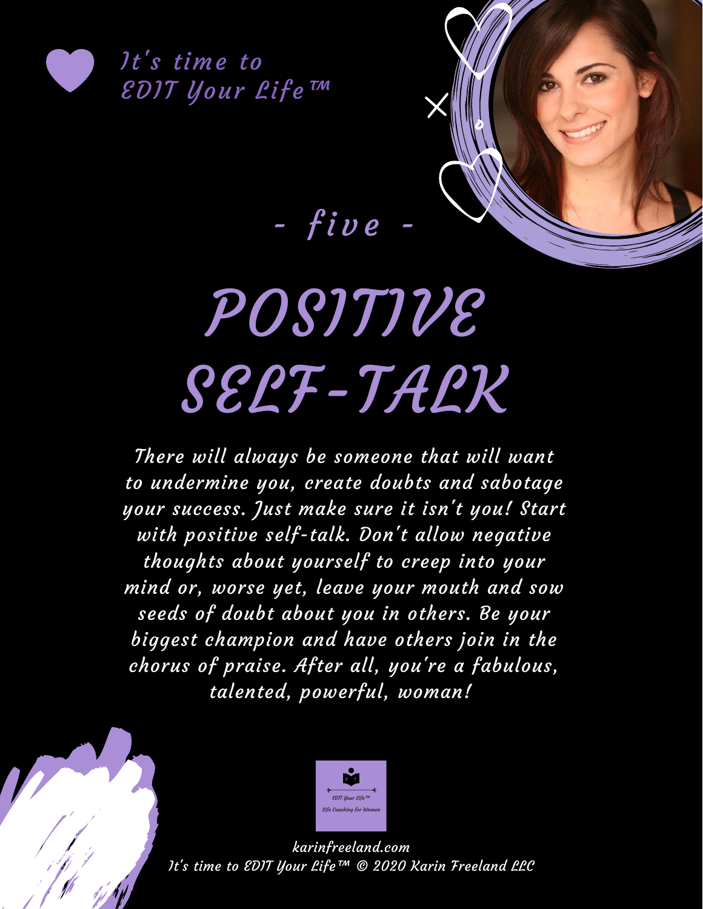It's time to EDIT Your Life™

- five -

# POSITIVE SELF-TALK

There will always be someone that will want to undermine you, create doubts and sabotage your success. Just make sure it isn't you! Start with positive self-talk. Don't allow negative thoughts about yourself to creep into your mind or, worse yet, leave your mouth and sow seeds of doubt about you in others. Be your biggest champion and have others join in the chorus of praise. After all, you're a fabulous, talented, powerful, woman!

EDIT Your Life™
Life Coaching for Women

karinfreeland.com
It's time to EDIT Your Life™ © 2020 Karin Freeland LLC